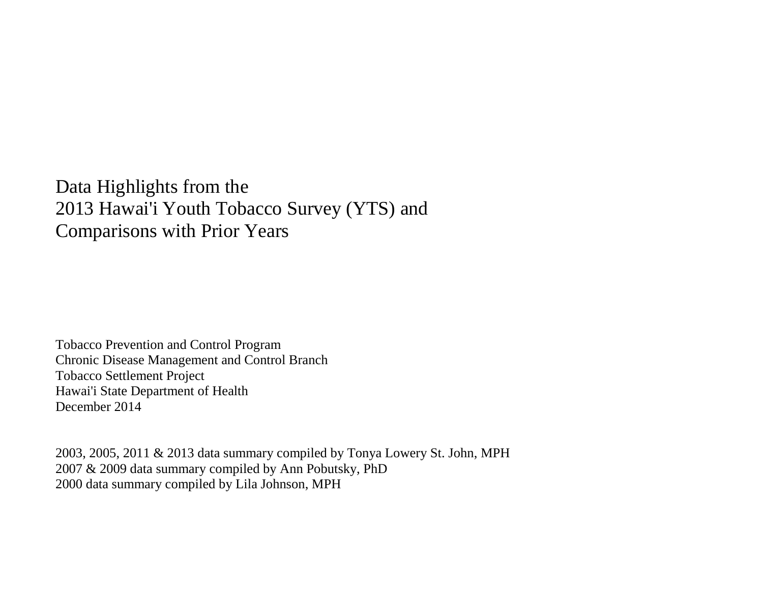# Data Highlights from the 2013 Hawai'i Youth Tobacco Survey (YTS) and Comparisons with Prior Years

Tobacco Prevention and Control Program
Chronic Disease Management and Control Branch
Tobacco Settlement Project
Hawai'i State Department of Health
December 2014

2003, 2005, 2011 & 2013 data summary compiled by Tonya Lowery St. John, MPH
2007 & 2009 data summary compiled by Ann Pobutsky, PhD
2000 data summary compiled by Lila Johnson, MPH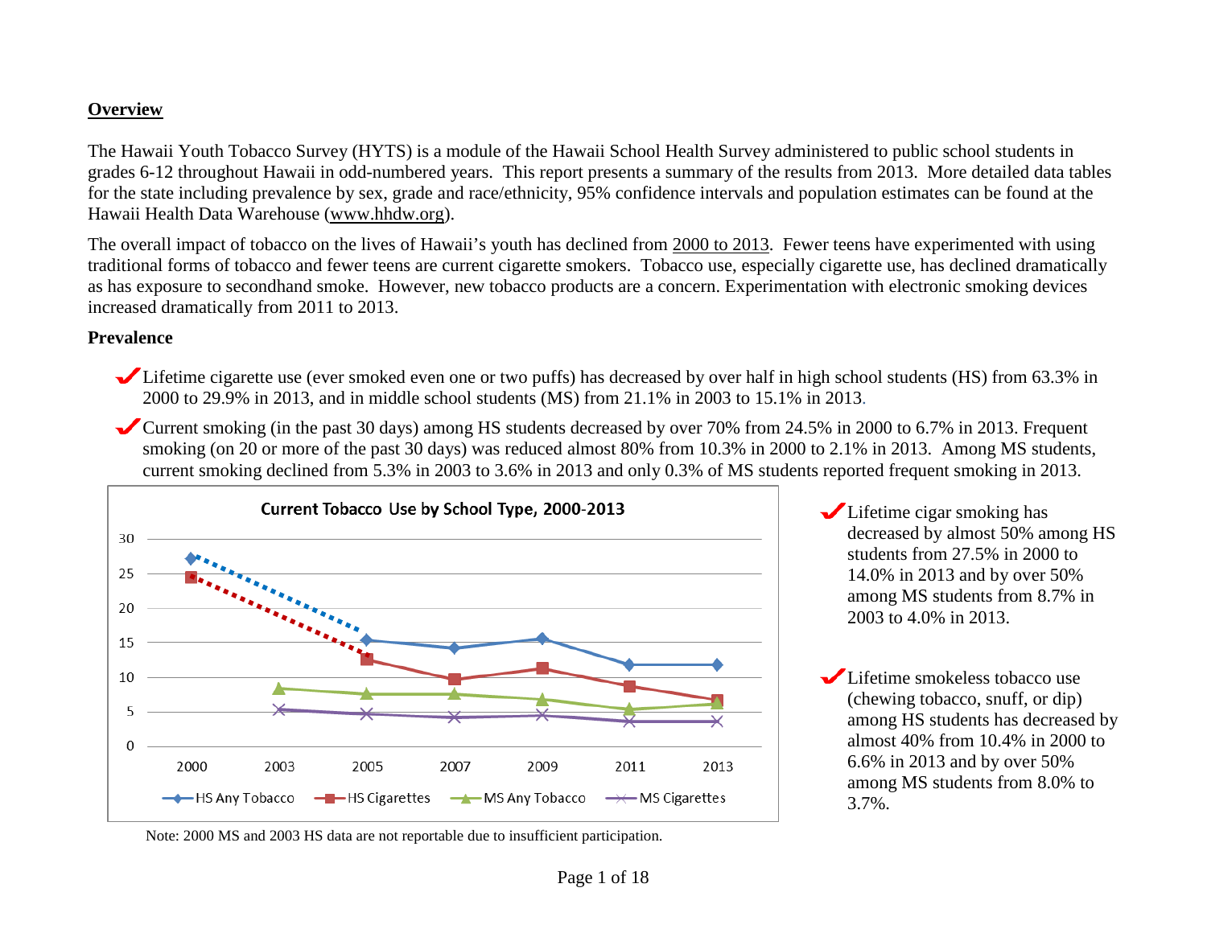## Overview

The Hawaii Youth Tobacco Survey (HYTS) is a module of the Hawaii School Health Survey administered to public school students in grades 6-12 throughout Hawaii in odd-numbered years. This report presents a summary of the results from 2013. More detailed data tables for the state including prevalence by sex, grade and race/ethnicity, 95% confidence intervals and population estimates can be found at the Hawaii Health Data Warehouse (www.hhdw.org).

The overall impact of tobacco on the lives of Hawaii's youth has declined from 2000 to 2013. Fewer teens have experimented with using traditional forms of tobacco and fewer teens are current cigarette smokers. Tobacco use, especially cigarette use, has declined dramatically as has exposure to secondhand smoke. However, new tobacco products are a concern. Experimentation with electronic smoking devices increased dramatically from 2011 to 2013.

**Prevalence**

- Lifetime cigarette use (ever smoked even one or two puffs) has decreased by over half in high school students (HS) from 63.3% in 2000 to 29.9% in 2013, and in middle school students (MS) from 21.1% in 2003 to 15.1% in 2013.
- Current smoking (in the past 30 days) among HS students decreased by over 70% from 24.5% in 2000 to 6.7% in 2013. Frequent smoking (on 20 or more of the past 30 days) was reduced almost 80% from 10.3% in 2000 to 2.1% in 2013. Among MS students, current smoking declined from 5.3% in 2003 to 3.6% in 2013 and only 0.3% of MS students reported frequent smoking in 2013.

**Current Tobacco Use by School Type, 2000-2013**

Note: 2000 MS and 2003 HS data are not reportable due to insufficient participation.

- Lifetime cigar smoking has decreased by almost 50% among HS students from 27.5% in 2000 to 14.0% in 2013 and by over 50% among MS students from 8.7% in 2003 to 4.0% in 2013.
- Lifetime smokeless tobacco use (chewing tobacco, snuff, or dip) among HS students has decreased by almost 40% from 10.4% in 2000 to 6.6% in 2013 and by over 50% among MS students from 8.0% to 3.7%.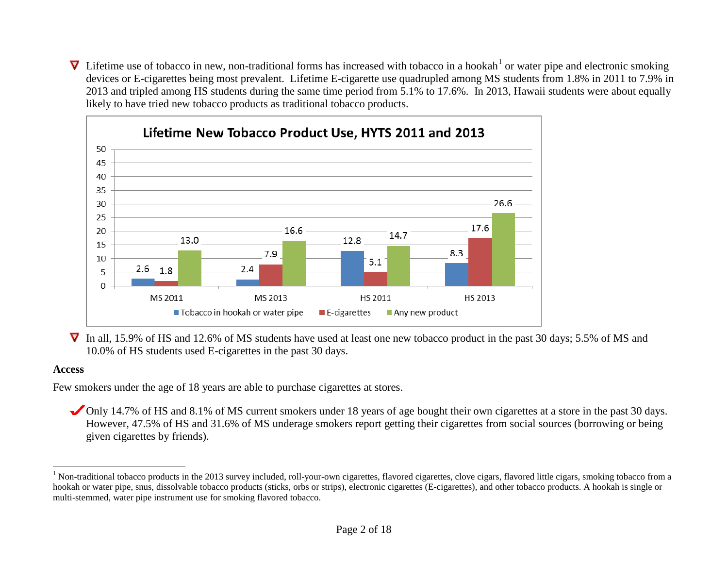- Lifetime use of tobacco in new, non-traditional forms has increased with tobacco in a hookah[1] or water pipe and electronic smoking devices or E-cigarettes being most prevalent. Lifetime E-cigarette use quadrupled among MS students from 1.8% in 2011 to 7.9% in 2013 and tripled among HS students during the same time period from 5.1% to 17.6%. In 2013, Hawaii students were about equally likely to have tried new tobacco products as traditional tobacco products.

**Lifetime New Tobacco Product Use, HYTS 2011 and 2013**

| | Tobacco in hookah or water pipe | E-cigarettes | Any new product |
|---|---|---|---|
| MS 2011 | 2.6 | 1.8 | 13.0 |
| MS 2013 | 2.4 | 7.9 | 16.6 |
| HS 2011 | 12.8 | 5.1 | 14.7 |
| HS 2013 | 8.3 | 17.6 | 26.6 |

- In all, 15.9% of HS and 12.6% of MS students have used at least one new tobacco product in the past 30 days; 5.5% of MS and 10.0% of HS students used E-cigarettes in the past 30 days.

**Access**

Few smokers under the age of 18 years are able to purchase cigarettes at stores.

- ✓ Only 14.7% of HS and 8.1% of MS current smokers under 18 years of age bought their own cigarettes at a store in the past 30 days. However, 47.5% of HS and 31.6% of MS underage smokers report getting their cigarettes from social sources (borrowing or being given cigarettes by friends).

---

[1] Non-traditional tobacco products in the 2013 survey included, roll-your-own cigarettes, flavored cigarettes, clove cigars, flavored little cigars, smoking tobacco from a hookah or water pipe, snus, dissolvable tobacco products (sticks, orbs or strips), electronic cigarettes (E-cigarettes), and other tobacco products. A hookah is single or multi-stemmed, water pipe instrument use for smoking flavored tobacco.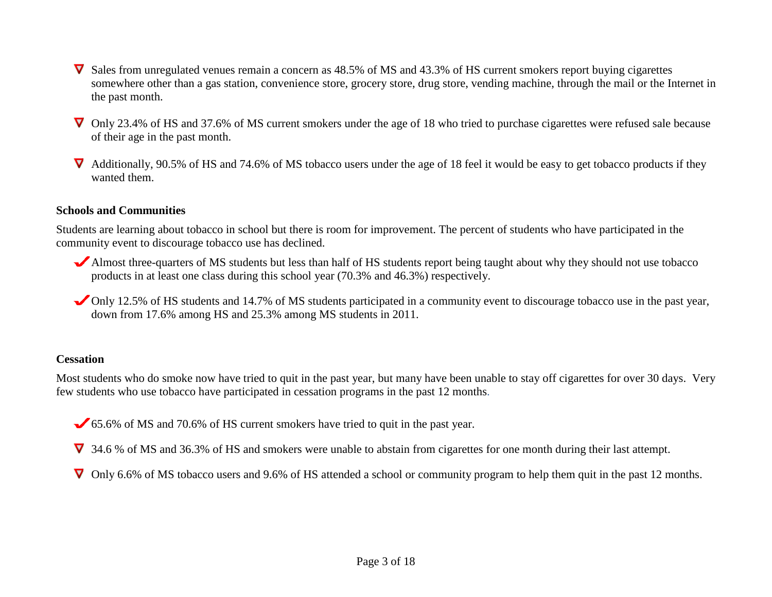- Sales from unregulated venues remain a concern as 48.5% of MS and 43.3% of HS current smokers report buying cigarettes somewhere other than a gas station, convenience store, grocery store, drug store, vending machine, through the mail or the Internet in the past month.

- Only 23.4% of HS and 37.6% of MS current smokers under the age of 18 who tried to purchase cigarettes were refused sale because of their age in the past month.

- Additionally, 90.5% of HS and 74.6% of MS tobacco users under the age of 18 feel it would be easy to get tobacco products if they wanted them.

**Schools and Communities**

Students are learning about tobacco in school but there is room for improvement. The percent of students who have participated in the community event to discourage tobacco use has declined.

- Almost three-quarters of MS students but less than half of HS students report being taught about why they should not use tobacco products in at least one class during this school year (70.3% and 46.3%) respectively.

- Only 12.5% of HS students and 14.7% of MS students participated in a community event to discourage tobacco use in the past year, down from 17.6% among HS and 25.3% among MS students in 2011.

**Cessation**

Most students who do smoke now have tried to quit in the past year, but many have been unable to stay off cigarettes for over 30 days. Very few students who use tobacco have participated in cessation programs in the past 12 months.

- 65.6% of MS and 70.6% of HS current smokers have tried to quit in the past year.

- 34.6 % of MS and 36.3% of HS and smokers were unable to abstain from cigarettes for one month during their last attempt.

- Only 6.6% of MS tobacco users and 9.6% of HS attended a school or community program to help them quit in the past 12 months.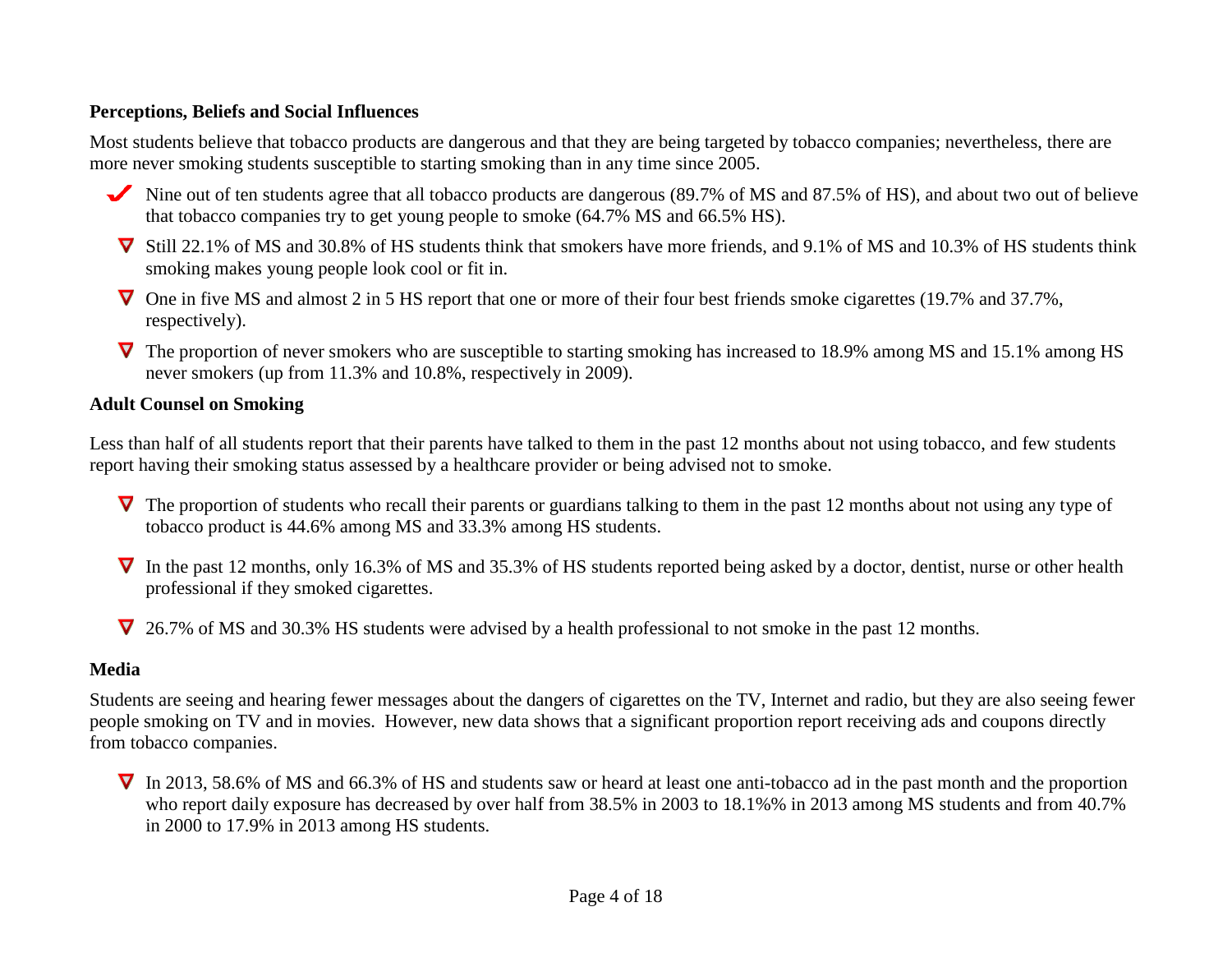**Perceptions, Beliefs and Social Influences**

Most students believe that tobacco products are dangerous and that they are being targeted by tobacco companies; nevertheless, there are more never smoking students susceptible to starting smoking than in any time since 2005.

- ✔ Nine out of ten students agree that all tobacco products are dangerous (89.7% of MS and 87.5% of HS), and about two out of believe that tobacco companies try to get young people to smoke (64.7% MS and 66.5% HS).
- ∇ Still 22.1% of MS and 30.8% of HS students think that smokers have more friends, and 9.1% of MS and 10.3% of HS students think smoking makes young people look cool or fit in.
- ∇ One in five MS and almost 2 in 5 HS report that one or more of their four best friends smoke cigarettes (19.7% and 37.7%, respectively).
- ∇ The proportion of never smokers who are susceptible to starting smoking has increased to 18.9% among MS and 15.1% among HS never smokers (up from 11.3% and 10.8%, respectively in 2009).

**Adult Counsel on Smoking**

Less than half of all students report that their parents have talked to them in the past 12 months about not using tobacco, and few students report having their smoking status assessed by a healthcare provider or being advised not to smoke.

- ∇ The proportion of students who recall their parents or guardians talking to them in the past 12 months about not using any type of tobacco product is 44.6% among MS and 33.3% among HS students.
- ∇ In the past 12 months, only 16.3% of MS and 35.3% of HS students reported being asked by a doctor, dentist, nurse or other health professional if they smoked cigarettes.
- ∇ 26.7% of MS and 30.3% HS students were advised by a health professional to not smoke in the past 12 months.

**Media**

Students are seeing and hearing fewer messages about the dangers of cigarettes on the TV, Internet and radio, but they are also seeing fewer people smoking on TV and in movies. However, new data shows that a significant proportion report receiving ads and coupons directly from tobacco companies.

- ∇ In 2013, 58.6% of MS and 66.3% of HS and students saw or heard at least one anti-tobacco ad in the past month and the proportion who report daily exposure has decreased by over half from 38.5% in 2003 to 18.1%% in 2013 among MS students and from 40.7% in 2000 to 17.9% in 2013 among HS students.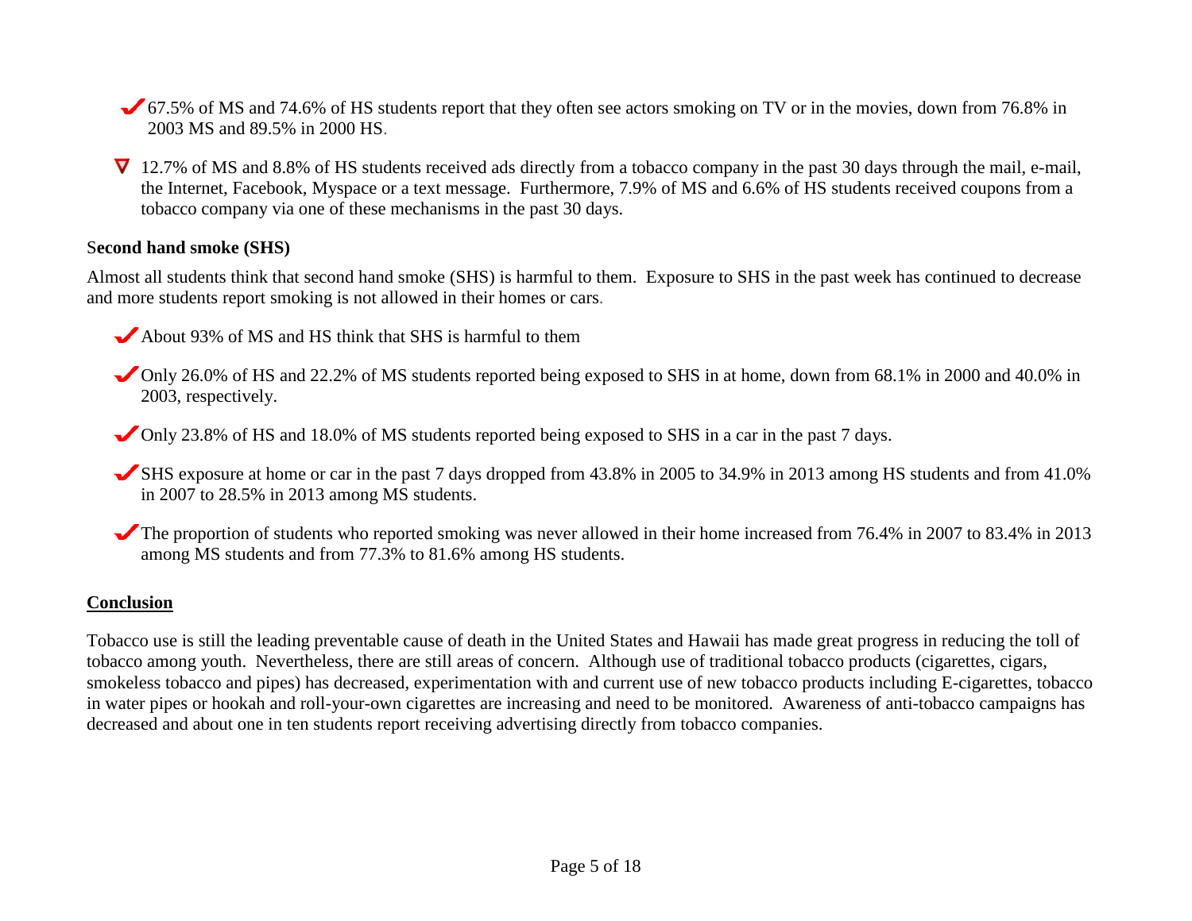- ✔ 67.5% of MS and 74.6% of HS students report that they often see actors smoking on TV or in the movies, down from 76.8% in 2003 MS and 89.5% in 2000 HS.

- ∇ 12.7% of MS and 8.8% of HS students received ads directly from a tobacco company in the past 30 days through the mail, e-mail, the Internet, Facebook, Myspace or a text message. Furthermore, 7.9% of MS and 6.6% of HS students received coupons from a tobacco company via one of these mechanisms in the past 30 days.

### Second hand smoke (SHS)

Almost all students think that second hand smoke (SHS) is harmful to them. Exposure to SHS in the past week has continued to decrease and more students report smoking is not allowed in their homes or cars.

- ✔ About 93% of MS and HS think that SHS is harmful to them

- ✔ Only 26.0% of HS and 22.2% of MS students reported being exposed to SHS in at home, down from 68.1% in 2000 and 40.0% in 2003, respectively.

- ✔ Only 23.8% of HS and 18.0% of MS students reported being exposed to SHS in a car in the past 7 days.

- ✔ SHS exposure at home or car in the past 7 days dropped from 43.8% in 2005 to 34.9% in 2013 among HS students and from 41.0% in 2007 to 28.5% in 2013 among MS students.

- ✔ The proportion of students who reported smoking was never allowed in their home increased from 76.4% in 2007 to 83.4% in 2013 among MS students and from 77.3% to 81.6% among HS students.

## Conclusion

Tobacco use is still the leading preventable cause of death in the United States and Hawaii has made great progress in reducing the toll of tobacco among youth. Nevertheless, there are still areas of concern. Although use of traditional tobacco products (cigarettes, cigars, smokeless tobacco and pipes) has decreased, experimentation with and current use of new tobacco products including E-cigarettes, tobacco in water pipes or hookah and roll-your-own cigarettes are increasing and need to be monitored. Awareness of anti-tobacco campaigns has decreased and about one in ten students report receiving advertising directly from tobacco companies.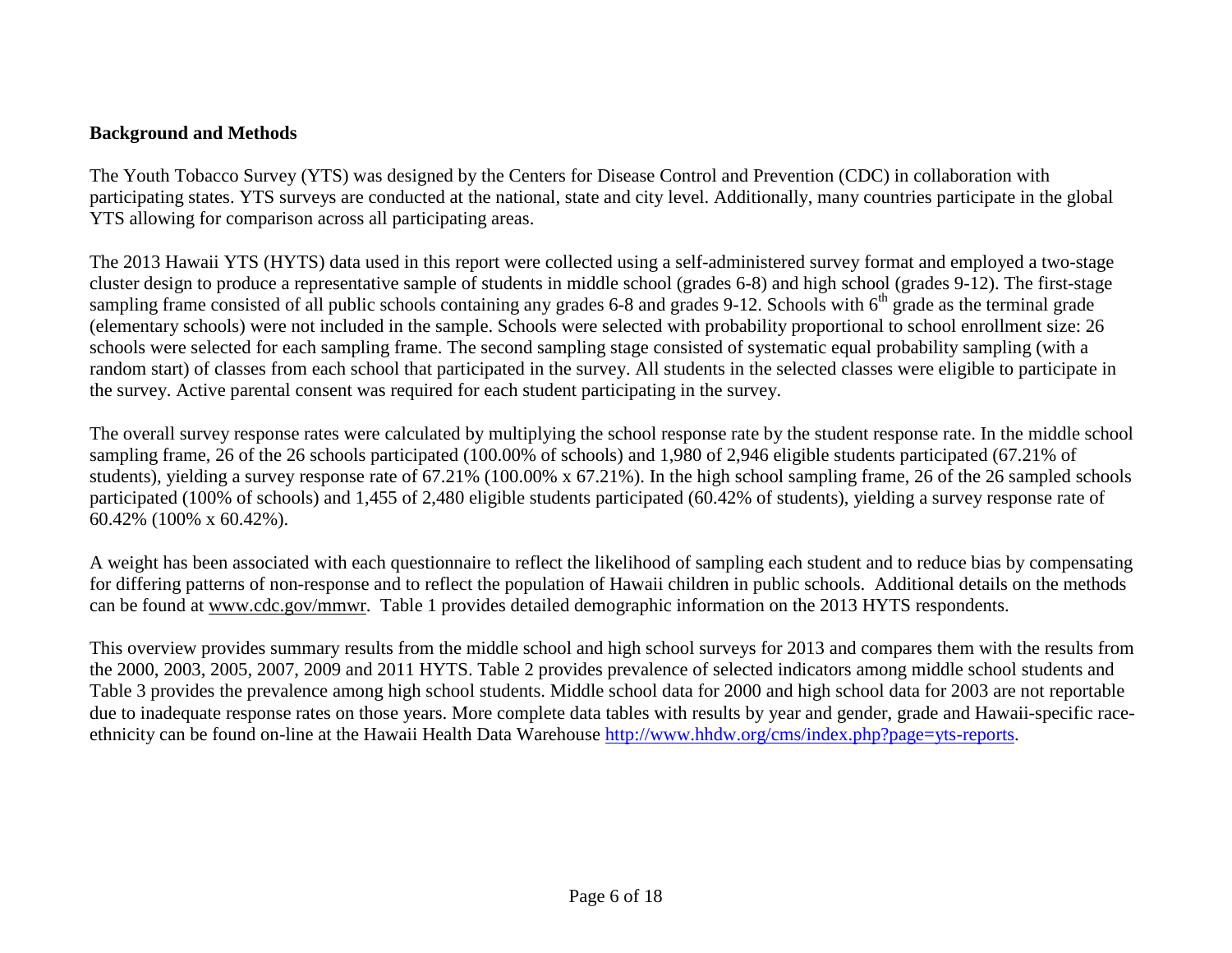## Background and Methods

The Youth Tobacco Survey (YTS) was designed by the Centers for Disease Control and Prevention (CDC) in collaboration with participating states. YTS surveys are conducted at the national, state and city level. Additionally, many countries participate in the global YTS allowing for comparison across all participating areas.

The 2013 Hawaii YTS (HYTS) data used in this report were collected using a self-administered survey format and employed a two-stage cluster design to produce a representative sample of students in middle school (grades 6-8) and high school (grades 9-12). The first-stage sampling frame consisted of all public schools containing any grades 6-8 and grades 9-12. Schools with 6th grade as the terminal grade (elementary schools) were not included in the sample. Schools were selected with probability proportional to school enrollment size: 26 schools were selected for each sampling frame. The second sampling stage consisted of systematic equal probability sampling (with a random start) of classes from each school that participated in the survey. All students in the selected classes were eligible to participate in the survey. Active parental consent was required for each student participating in the survey.

The overall survey response rates were calculated by multiplying the school response rate by the student response rate. In the middle school sampling frame, 26 of the 26 schools participated (100.00% of schools) and 1,980 of 2,946 eligible students participated (67.21% of students), yielding a survey response rate of 67.21% (100.00% x 67.21%). In the high school sampling frame, 26 of the 26 sampled schools participated (100% of schools) and 1,455 of 2,480 eligible students participated (60.42% of students), yielding a survey response rate of 60.42% (100% x 60.42%).

A weight has been associated with each questionnaire to reflect the likelihood of sampling each student and to reduce bias by compensating for differing patterns of non-response and to reflect the population of Hawaii children in public schools. Additional details on the methods can be found at www.cdc.gov/mmwr. Table 1 provides detailed demographic information on the 2013 HYTS respondents.

This overview provides summary results from the middle school and high school surveys for 2013 and compares them with the results from the 2000, 2003, 2005, 2007, 2009 and 2011 HYTS. Table 2 provides prevalence of selected indicators among middle school students and Table 3 provides the prevalence among high school students. Middle school data for 2000 and high school data for 2003 are not reportable due to inadequate response rates on those years. More complete data tables with results by year and gender, grade and Hawaii-specific race-ethnicity can be found on-line at the Hawaii Health Data Warehouse http://www.hhdw.org/cms/index.php?page=yts-reports.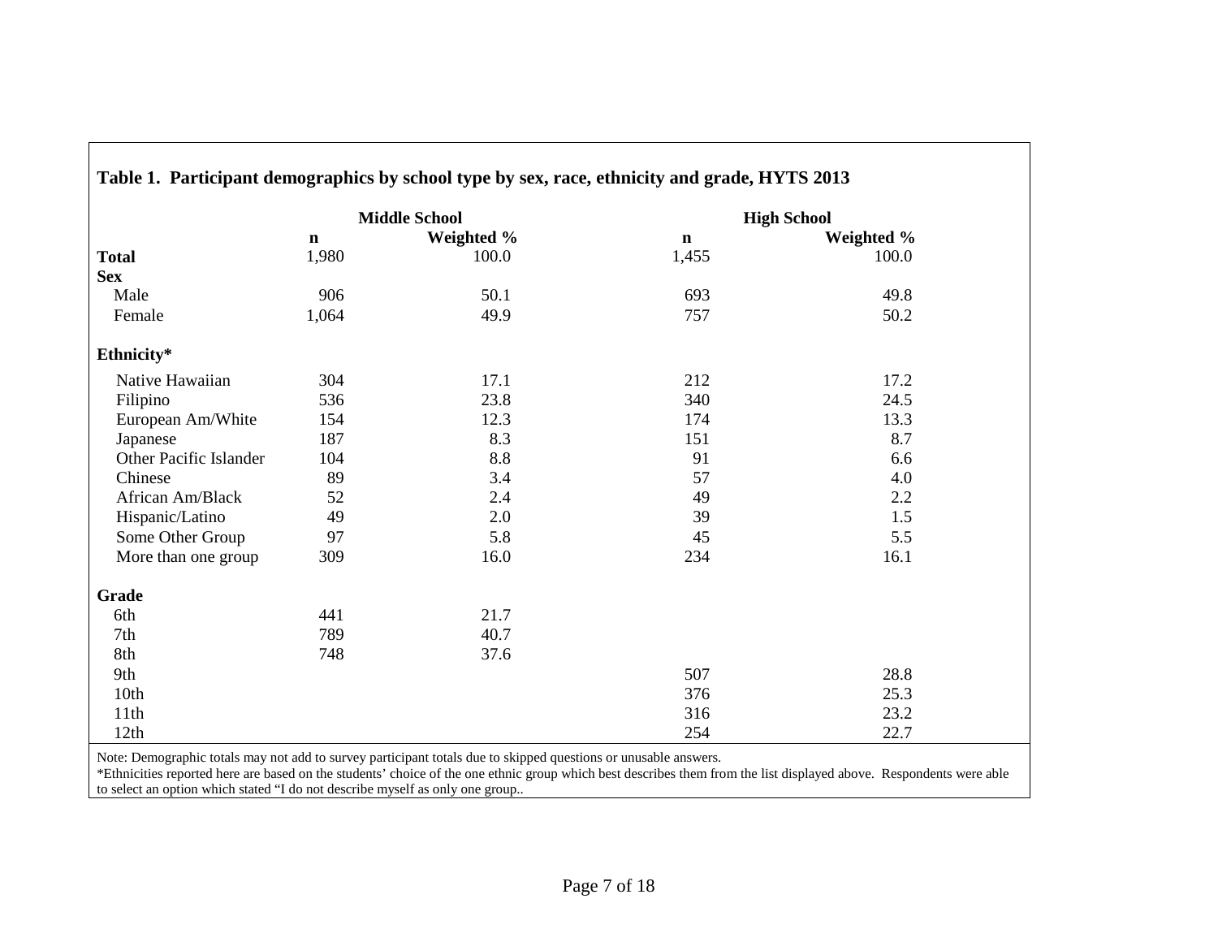**Table 1. Participant demographics by school type by sex, race, ethnicity and grade, HYTS 2013**

| | Middle School | | High School | |
|---|---|---|---|---|
| | **n** | **Weighted %** | **n** | **Weighted %** |
| **Total** | 1,980 | 100.0 | 1,455 | 100.0 |
| **Sex** | | | | |
| Male | 906 | 50.1 | 693 | 49.8 |
| Female | 1,064 | 49.9 | 757 | 50.2 |
| **Ethnicity*** | | | | |
| Native Hawaiian | 304 | 17.1 | 212 | 17.2 |
| Filipino | 536 | 23.8 | 340 | 24.5 |
| European Am/White | 154 | 12.3 | 174 | 13.3 |
| Japanese | 187 | 8.3 | 151 | 8.7 |
| Other Pacific Islander | 104 | 8.8 | 91 | 6.6 |
| Chinese | 89 | 3.4 | 57 | 4.0 |
| African Am/Black | 52 | 2.4 | 49 | 2.2 |
| Hispanic/Latino | 49 | 2.0 | 39 | 1.5 |
| Some Other Group | 97 | 5.8 | 45 | 5.5 |
| More than one group | 309 | 16.0 | 234 | 16.1 |
| **Grade** | | | | |
| 6th | 441 | 21.7 | | |
| 7th | 789 | 40.7 | | |
| 8th | 748 | 37.6 | | |
| 9th | | | 507 | 28.8 |
| 10th | | | 376 | 25.3 |
| 11th | | | 316 | 23.2 |
| 12th | | | 254 | 22.7 |

Note: Demographic totals may not add to survey participant totals due to skipped questions or unusable answers.
*Ethnicities reported here are based on the students' choice of the one ethnic group which best describes them from the list displayed above. Respondents were able to select an option which stated "I do not describe myself as only one group..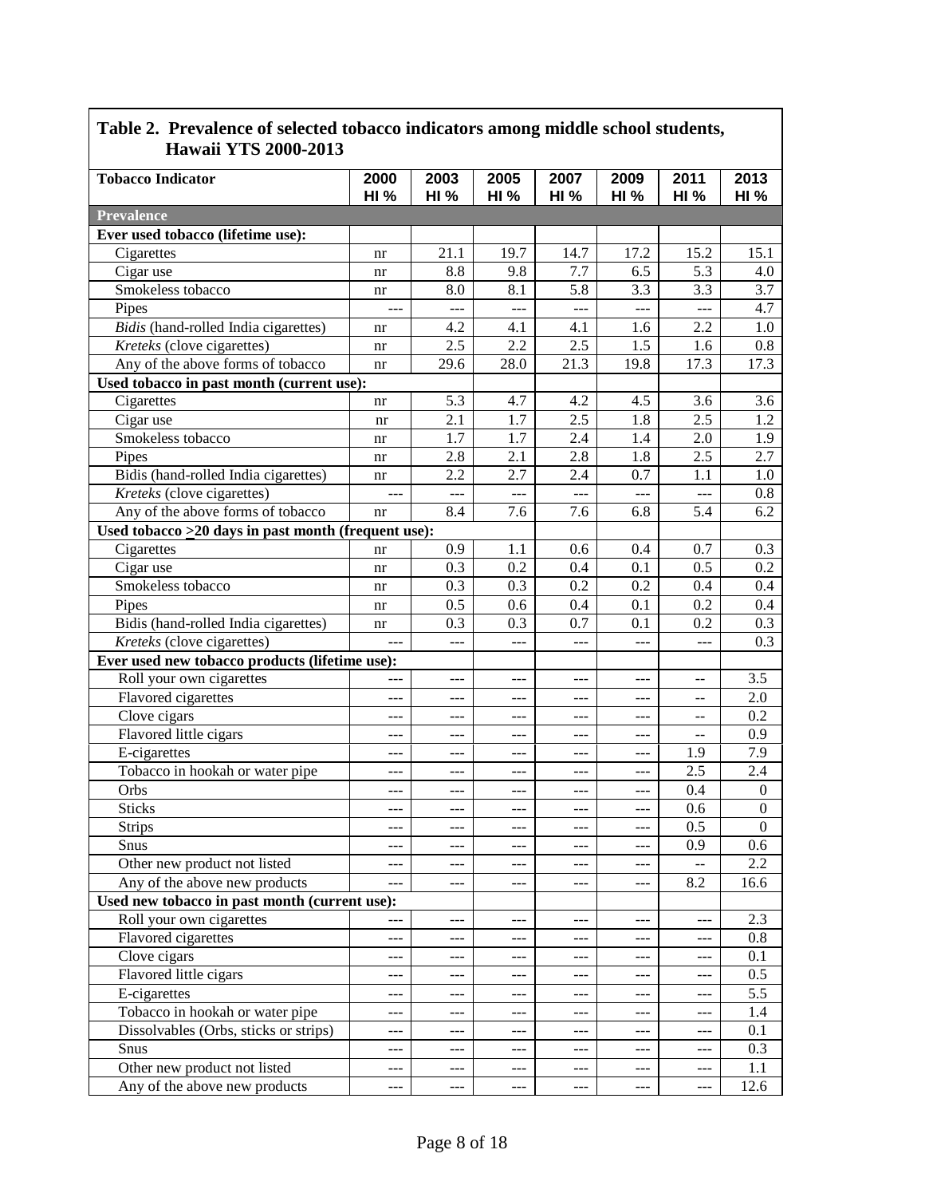**Table 2. Prevalence of selected tobacco indicators among middle school students, Hawaii YTS 2000-2013**

| Tobacco Indicator | 2000 HI % | 2003 HI % | 2005 HI % | 2007 HI % | 2009 HI % | 2011 HI % | 2013 HI % |
|---|---|---|---|---|---|---|---|
| **Prevalence** | | | | | | | |
| **Ever used tobacco (lifetime use):** | | | | | | | |
| Cigarettes | nr | 21.1 | 19.7 | 14.7 | 17.2 | 15.2 | 15.1 |
| Cigar use | nr | 8.8 | 9.8 | 7.7 | 6.5 | 5.3 | 4.0 |
| Smokeless tobacco | nr | 8.0 | 8.1 | 5.8 | 3.3 | 3.3 | 3.7 |
| Pipes | --- | --- | --- | --- | --- | --- | 4.7 |
| *Bidis* (hand-rolled India cigarettes) | nr | 4.2 | 4.1 | 4.1 | 1.6 | 2.2 | 1.0 |
| *Kreteks* (clove cigarettes) | nr | 2.5 | 2.2 | 2.5 | 1.5 | 1.6 | 0.8 |
| Any of the above forms of tobacco | nr | 29.6 | 28.0 | 21.3 | 19.8 | 17.3 | 17.3 |
| **Used tobacco in past month (current use):** | | | | | | | |
| Cigarettes | nr | 5.3 | 4.7 | 4.2 | 4.5 | 3.6 | 3.6 |
| Cigar use | nr | 2.1 | 1.7 | 2.5 | 1.8 | 2.5 | 1.2 |
| Smokeless tobacco | nr | 1.7 | 1.7 | 2.4 | 1.4 | 2.0 | 1.9 |
| Pipes | nr | 2.8 | 2.1 | 2.8 | 1.8 | 2.5 | 2.7 |
| Bidis (hand-rolled India cigarettes) | nr | 2.2 | 2.7 | 2.4 | 0.7 | 1.1 | 1.0 |
| *Kreteks* (clove cigarettes) | --- | --- | --- | --- | --- | --- | 0.8 |
| Any of the above forms of tobacco | nr | 8.4 | 7.6 | 7.6 | 6.8 | 5.4 | 6.2 |
| **Used tobacco >20 days in past month (frequent use):** | | | | | | | |
| Cigarettes | nr | 0.9 | 1.1 | 0.6 | 0.4 | 0.7 | 0.3 |
| Cigar use | nr | 0.3 | 0.2 | 0.4 | 0.1 | 0.5 | 0.2 |
| Smokeless tobacco | nr | 0.3 | 0.3 | 0.2 | 0.2 | 0.4 | 0.4 |
| Pipes | nr | 0.5 | 0.6 | 0.4 | 0.1 | 0.2 | 0.4 |
| Bidis (hand-rolled India cigarettes) | nr | 0.3 | 0.3 | 0.7 | 0.1 | 0.2 | 0.3 |
| *Kreteks* (clove cigarettes) | --- | --- | --- | --- | --- | --- | 0.3 |
| **Ever used new tobacco products (lifetime use):** | | | | | | | |
| Roll your own cigarettes | --- | --- | --- | --- | --- | -- | 3.5 |
| Flavored cigarettes | --- | --- | --- | --- | --- | -- | 2.0 |
| Clove cigars | --- | --- | --- | --- | --- | -- | 0.2 |
| Flavored little cigars | --- | --- | --- | --- | --- | -- | 0.9 |
| E-cigarettes | --- | --- | --- | --- | --- | 1.9 | 7.9 |
| Tobacco in hookah or water pipe | --- | --- | --- | --- | --- | 2.5 | 2.4 |
| Orbs | --- | --- | --- | --- | --- | 0.4 | 0 |
| Sticks | --- | --- | --- | --- | --- | 0.6 | 0 |
| Strips | --- | --- | --- | --- | --- | 0.5 | 0 |
| Snus | --- | --- | --- | --- | --- | 0.9 | 0.6 |
| Other new product not listed | --- | --- | --- | --- | --- | -- | 2.2 |
| Any of the above new products | --- | --- | --- | --- | --- | 8.2 | 16.6 |
| **Used new tobacco in past month (current use):** | | | | | | | |
| Roll your own cigarettes | --- | --- | --- | --- | --- | --- | 2.3 |
| Flavored cigarettes | --- | --- | --- | --- | --- | --- | 0.8 |
| Clove cigars | --- | --- | --- | --- | --- | --- | 0.1 |
| Flavored little cigars | --- | --- | --- | --- | --- | --- | 0.5 |
| E-cigarettes | --- | --- | --- | --- | --- | --- | 5.5 |
| Tobacco in hookah or water pipe | --- | --- | --- | --- | --- | --- | 1.4 |
| Dissolvables (Orbs, sticks or strips) | --- | --- | --- | --- | --- | --- | 0.1 |
| Snus | --- | --- | --- | --- | --- | --- | 0.3 |
| Other new product not listed | --- | --- | --- | --- | --- | --- | 1.1 |
| Any of the above new products | --- | --- | --- | --- | --- | --- | 12.6 |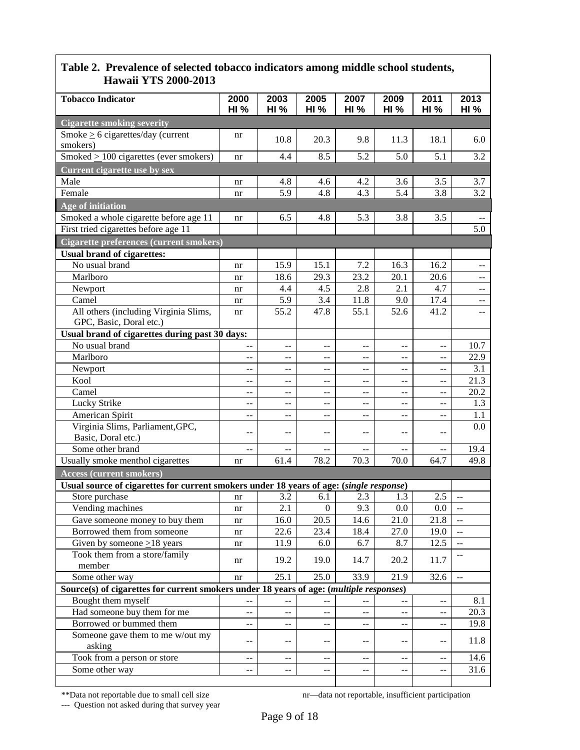## Table 2. Prevalence of selected tobacco indicators among middle school students, Hawaii YTS 2000-2013

| Tobacco Indicator | 2000 HI % | 2003 HI % | 2005 HI % | 2007 HI % | 2009 HI % | 2011 HI % | 2013 HI % |
|---|---|---|---|---|---|---|---|
| **Cigarette smoking severity** | | | | | | | |
| Smoke ≥ 6 cigarettes/day (current smokers) | nr | 10.8 | 20.3 | 9.8 | 11.3 | 18.1 | 6.0 |
| Smoked ≥ 100 cigarettes (ever smokers) | nr | 4.4 | 8.5 | 5.2 | 5.0 | 5.1 | 3.2 |
| **Current cigarette use by sex** | | | | | | | |
| Male | nr | 4.8 | 4.6 | 4.2 | 3.6 | 3.5 | 3.7 |
| Female | nr | 5.9 | 4.8 | 4.3 | 5.4 | 3.8 | 3.2 |
| **Age of initiation** | | | | | | | |
| Smoked a whole cigarette before age 11 | nr | 6.5 | 4.8 | 5.3 | 3.8 | 3.5 | -- |
| First tried cigarettes before age 11 | | | | | | | 5.0 |
| **Cigarette preferences (current smokers)** | | | | | | | |
| **Usual brand of cigarettes:** | | | | | | | |
| No usual brand | nr | 15.9 | 15.1 | 7.2 | 16.3 | 16.2 | -- |
| Marlboro | nr | 18.6 | 29.3 | 23.2 | 20.1 | 20.6 | -- |
| Newport | nr | 4.4 | 4.5 | 2.8 | 2.1 | 4.7 | -- |
| Camel | nr | 5.9 | 3.4 | 11.8 | 9.0 | 17.4 | -- |
| All others (including Virginia Slims, GPC, Basic, Doral etc.) | nr | 55.2 | 47.8 | 55.1 | 52.6 | 41.2 | -- |
| **Usual brand of cigarettes during past 30 days:** | | | | | | | |
| No usual brand | -- | -- | -- | -- | -- | -- | 10.7 |
| Marlboro | -- | -- | -- | -- | -- | -- | 22.9 |
| Newport | -- | -- | -- | -- | -- | -- | 3.1 |
| Kool | -- | -- | -- | -- | -- | -- | 21.3 |
| Camel | -- | -- | -- | -- | -- | -- | 20.2 |
| Lucky Strike | -- | -- | -- | -- | -- | -- | 1.3 |
| American Spirit | -- | -- | -- | -- | -- | -- | 1.1 |
| Virginia Slims, Parliament,GPC, Basic, Doral etc.) | -- | -- | -- | -- | -- | -- | 0.0 |
| Some other brand | -- | -- | -- | -- | -- | -- | 19.4 |
| Usually smoke menthol cigarettes | nr | 61.4 | 78.2 | 70.3 | 70.0 | 64.7 | 49.8 |
| **Access (current smokers)** | | | | | | | |
| **Usual source of cigarettes for current smokers under 18 years of age: (*single response*)** | | | | | | | |
| Store purchase | nr | 3.2 | 6.1 | 2.3 | 1.3 | 2.5 | -- |
| Vending machines | nr | 2.1 | 0 | 9.3 | 0.0 | 0.0 | -- |
| Gave someone money to buy them | nr | 16.0 | 20.5 | 14.6 | 21.0 | 21.8 | -- |
| Borrowed them from someone | nr | 22.6 | 23.4 | 18.4 | 27.0 | 19.0 | -- |
| Given by someone ≥18 years | nr | 11.9 | 6.0 | 6.7 | 8.7 | 12.5 | -- |
| Took them from a store/family member | nr | 19.2 | 19.0 | 14.7 | 20.2 | 11.7 | -- |
| Some other way | nr | 25.1 | 25.0 | 33.9 | 21.9 | 32.6 | -- |
| **Source(s) of cigarettes for current smokers under 18 years of age: (*multiple responses*)** | | | | | | | |
| Bought them myself | -- | -- | -- | -- | -- | -- | 8.1 |
| Had someone buy them for me | -- | -- | -- | -- | -- | -- | 20.3 |
| Borrowed or bummed them | -- | -- | -- | -- | -- | -- | 19.8 |
| Someone gave them to me w/out my asking | -- | -- | -- | -- | -- | -- | 11.8 |
| Took from a person or store | -- | -- | -- | -- | -- | -- | 14.6 |
| Some other way | -- | -- | -- | -- | -- | -- | 31.6 |

**Data not reportable due to small cell size

nr—data not reportable, insufficient participation

--- Question not asked during that survey year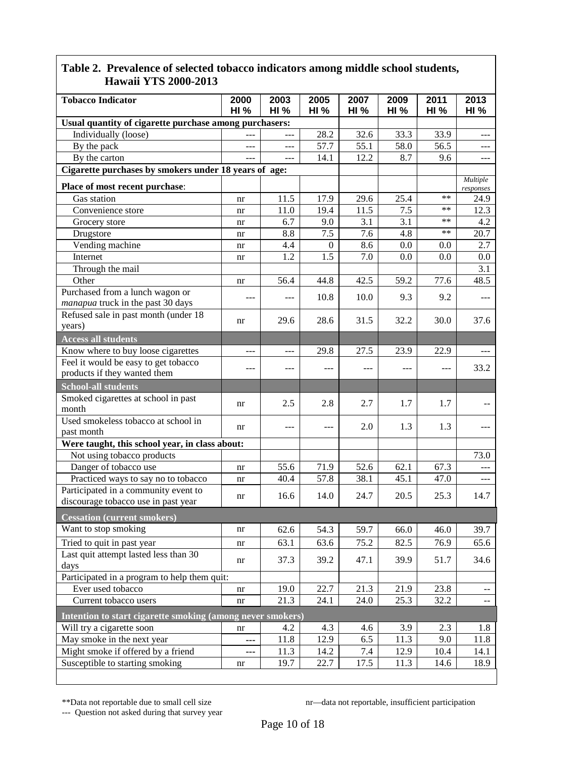## Table 2. Prevalence of selected tobacco indicators among middle school students, Hawaii YTS 2000-2013

| Tobacco Indicator | 2000 HI % | 2003 HI % | 2005 HI % | 2007 HI % | 2009 HI % | 2011 HI % | 2013 HI % |
|---|---|---|---|---|---|---|---|
| **Usual quantity of cigarette purchase among purchasers:** | | | | | | | |
| Individually (loose) | --- | --- | 28.2 | 32.6 | 33.3 | 33.9 | --- |
| By the pack | --- | --- | 57.7 | 55.1 | 58.0 | 56.5 | --- |
| By the carton | --- | --- | 14.1 | 12.2 | 8.7 | 9.6 | --- |
| **Cigarette purchases by smokers under 18 years of age:** | | | | | | | |
| **Place of most recent purchase**: | | | | | | | *Multiple responses* |
| Gas station | nr | 11.5 | 17.9 | 29.6 | 25.4 | ** | 24.9 |
| Convenience store | nr | 11.0 | 19.4 | 11.5 | 7.5 | ** | 12.3 |
| Grocery store | nr | 6.7 | 9.0 | 3.1 | 3.1 | ** | 4.2 |
| Drugstore | nr | 8.8 | 7.5 | 7.6 | 4.8 | ** | 20.7 |
| Vending machine | nr | 4.4 | 0 | 8.6 | 0.0 | 0.0 | 2.7 |
| Internet | nr | 1.2 | 1.5 | 7.0 | 0.0 | 0.0 | 0.0 |
| Through the mail | | | | | | | 3.1 |
| Other | nr | 56.4 | 44.8 | 42.5 | 59.2 | 77.6 | 48.5 |
| Purchased from a lunch wagon or *manapua* truck in the past 30 days | --- | --- | 10.8 | 10.0 | 9.3 | 9.2 | --- |
| Refused sale in past month (under 18 years) | nr | 29.6 | 28.6 | 31.5 | 32.2 | 30.0 | 37.6 |
| **Access all students** | | | | | | | |
| Know where to buy loose cigarettes | --- | --- | 29.8 | 27.5 | 23.9 | 22.9 | --- |
| Feel it would be easy to get tobacco products if they wanted them | --- | --- | --- | --- | --- | --- | 33.2 |
| **School-all students** | | | | | | | |
| Smoked cigarettes at school in past month | nr | 2.5 | 2.8 | 2.7 | 1.7 | 1.7 | -- |
| Used smokeless tobacco at school in past month | nr | --- | --- | 2.0 | 1.3 | 1.3 | --- |
| **Were taught, this school year, in class about:** | | | | | | | |
| Not using tobacco products | | | | | | | 73.0 |
| Danger of tobacco use | nr | 55.6 | 71.9 | 52.6 | 62.1 | 67.3 | --- |
| Practiced ways to say no to tobacco | nr | 40.4 | 57.8 | 38.1 | 45.1 | 47.0 | --- |
| Participated in a community event to discourage tobacco use in past year | nr | 16.6 | 14.0 | 24.7 | 20.5 | 25.3 | 14.7 |
| **Cessation (current smokers)** | | | | | | | |
| Want to stop smoking | nr | 62.6 | 54.3 | 59.7 | 66.0 | 46.0 | 39.7 |
| Tried to quit in past year | nr | 63.1 | 63.6 | 75.2 | 82.5 | 76.9 | 65.6 |
| Last quit attempt lasted less than 30 days | nr | 37.3 | 39.2 | 47.1 | 39.9 | 51.7 | 34.6 |
| Participated in a program to help them quit: | | | | | | | |
| Ever used tobacco | nr | 19.0 | 22.7 | 21.3 | 21.9 | 23.8 | -- |
| Current tobacco users | nr | 21.3 | 24.1 | 24.0 | 25.3 | 32.2 | -- |
| **Intention to start cigarette smoking (among never smokers)** | | | | | | | |
| Will try a cigarette soon | nr | 4.2 | 4.3 | 4.6 | 3.9 | 2.3 | 1.8 |
| May smoke in the next year | --- | 11.8 | 12.9 | 6.5 | 11.3 | 9.0 | 11.8 |
| Might smoke if offered by a friend | --- | 11.3 | 14.2 | 7.4 | 12.9 | 10.4 | 14.1 |
| Susceptible to starting smoking | nr | 19.7 | 22.7 | 17.5 | 11.3 | 14.6 | 18.9 |

**Data not reportable due to small cell size

nr—data not reportable, insufficient participation

--- Question not asked during that survey year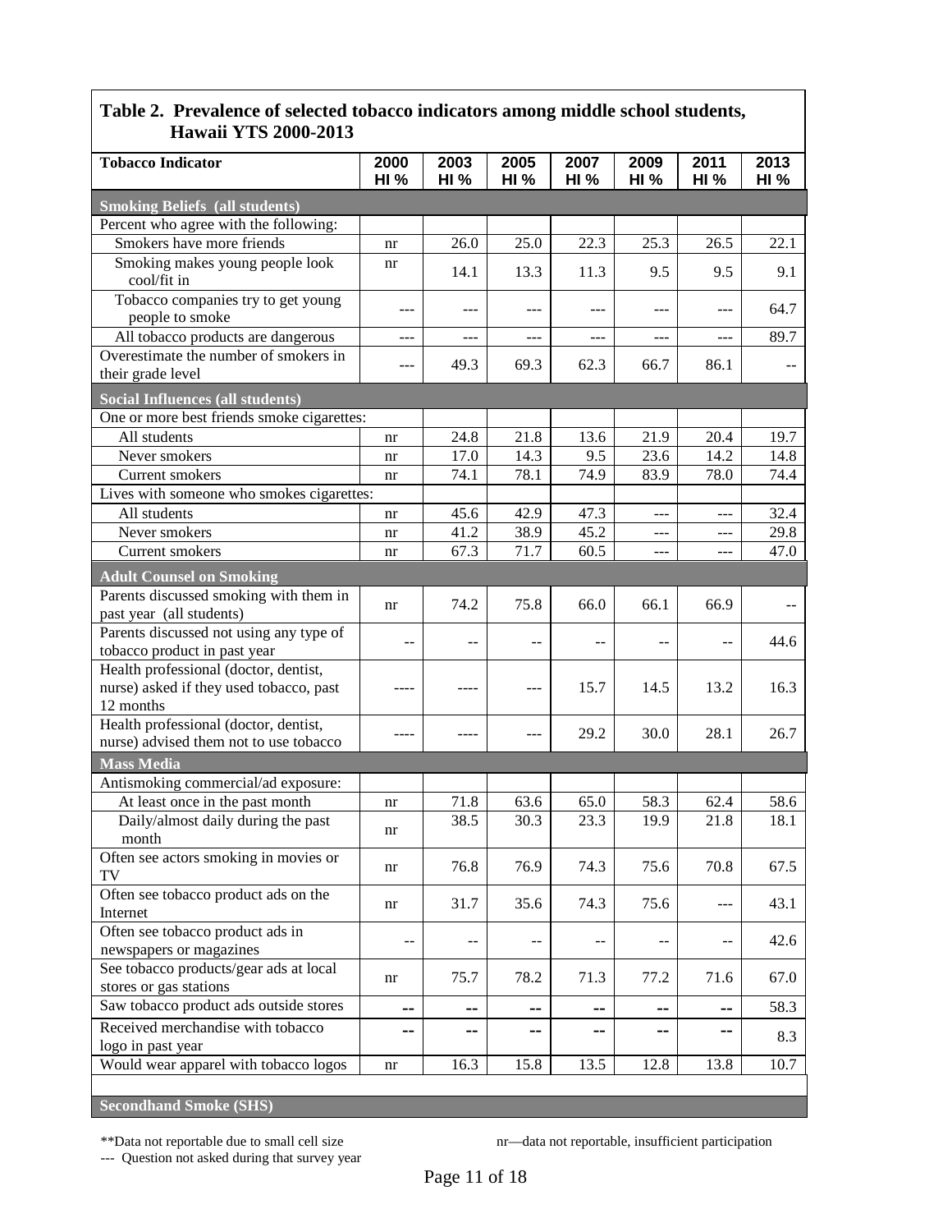## Table 2. Prevalence of selected tobacco indicators among middle school students, Hawaii YTS 2000-2013

| Tobacco Indicator | 2000 HI % | 2003 HI % | 2005 HI % | 2007 HI % | 2009 HI % | 2011 HI % | 2013 HI % |
|---|---|---|---|---|---|---|---|
| **Smoking Beliefs (all students)** | | | | | | | |
| Percent who agree with the following: | | | | | | | |
| Smokers have more friends | nr | 26.0 | 25.0 | 22.3 | 25.3 | 26.5 | 22.1 |
| Smoking makes young people look cool/fit in | nr | 14.1 | 13.3 | 11.3 | 9.5 | 9.5 | 9.1 |
| Tobacco companies try to get young people to smoke | --- | --- | --- | --- | --- | --- | 64.7 |
| All tobacco products are dangerous | --- | --- | --- | --- | --- | --- | 89.7 |
| Overestimate the number of smokers in their grade level | --- | 49.3 | 69.3 | 62.3 | 66.7 | 86.1 | -- |
| **Social Influences (all students)** | | | | | | | |
| One or more best friends smoke cigarettes: | | | | | | | |
| All students | nr | 24.8 | 21.8 | 13.6 | 21.9 | 20.4 | 19.7 |
| Never smokers | nr | 17.0 | 14.3 | 9.5 | 23.6 | 14.2 | 14.8 |
| Current smokers | nr | 74.1 | 78.1 | 74.9 | 83.9 | 78.0 | 74.4 |
| Lives with someone who smokes cigarettes: | | | | | | | |
| All students | nr | 45.6 | 42.9 | 47.3 | --- | --- | 32.4 |
| Never smokers | nr | 41.2 | 38.9 | 45.2 | --- | --- | 29.8 |
| Current smokers | nr | 67.3 | 71.7 | 60.5 | --- | --- | 47.0 |
| **Adult Counsel on Smoking** | | | | | | | |
| Parents discussed smoking with them in past year (all students) | nr | 74.2 | 75.8 | 66.0 | 66.1 | 66.9 | -- |
| Parents discussed not using any type of tobacco product in past year | -- | -- | -- | -- | -- | -- | 44.6 |
| Health professional (doctor, dentist, nurse) asked if they used tobacco, past 12 months | ---- | ---- | --- | 15.7 | 14.5 | 13.2 | 16.3 |
| Health professional (doctor, dentist, nurse) advised them not to use tobacco | ---- | ---- | --- | 29.2 | 30.0 | 28.1 | 26.7 |
| **Mass Media** | | | | | | | |
| Antismoking commercial/ad exposure: | | | | | | | |
| At least once in the past month | nr | 71.8 | 63.6 | 65.0 | 58.3 | 62.4 | 58.6 |
| Daily/almost daily during the past month | nr | 38.5 | 30.3 | 23.3 | 19.9 | 21.8 | 18.1 |
| Often see actors smoking in movies or TV | nr | 76.8 | 76.9 | 74.3 | 75.6 | 70.8 | 67.5 |
| Often see tobacco product ads on the Internet | nr | 31.7 | 35.6 | 74.3 | 75.6 | --- | 43.1 |
| Often see tobacco product ads in newspapers or magazines | -- | -- | -- | -- | -- | -- | 42.6 |
| See tobacco products/gear ads at local stores or gas stations | nr | 75.7 | 78.2 | 71.3 | 77.2 | 71.6 | 67.0 |
| Saw tobacco product ads outside stores | -- | -- | -- | -- | -- | -- | 58.3 |
| Received merchandise with tobacco logo in past year | -- | -- | -- | -- | -- | -- | 8.3 |
| Would wear apparel with tobacco logos | nr | 16.3 | 15.8 | 13.5 | 12.8 | 13.8 | 10.7 |
| **Secondhand Smoke (SHS)** | | | | | | | |

**Data not reportable due to small cell size

nr—data not reportable, insufficient participation

--- Question not asked during that survey year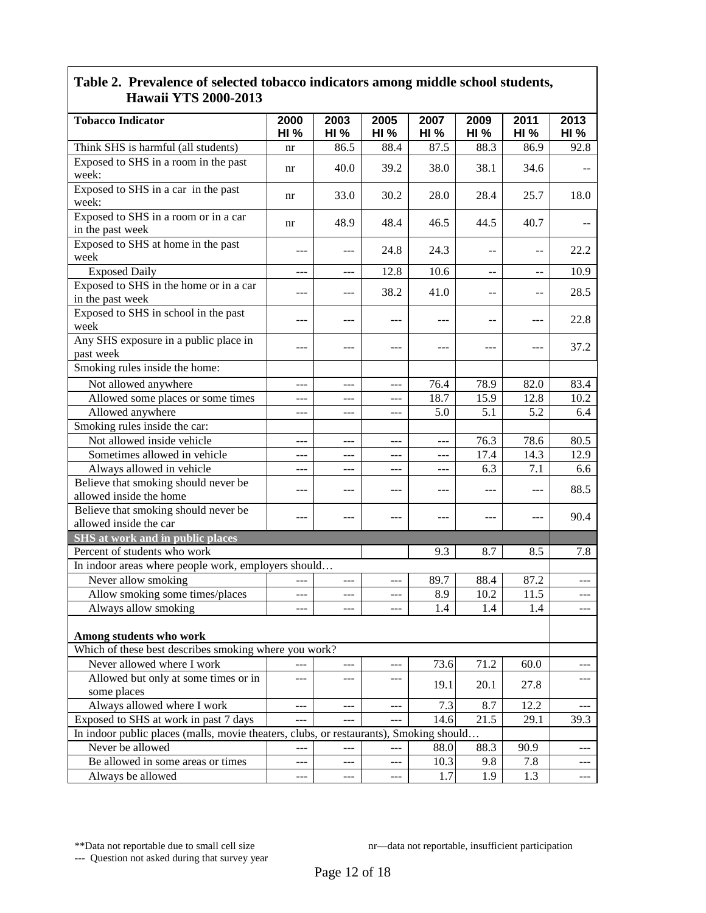## Table 2. Prevalence of selected tobacco indicators among middle school students, Hawaii YTS 2000-2013

| Tobacco Indicator | 2000 HI % | 2003 HI % | 2005 HI % | 2007 HI % | 2009 HI % | 2011 HI % | 2013 HI % |
|---|---|---|---|---|---|---|---|
| Think SHS is harmful (all students) | nr | 86.5 | 88.4 | 87.5 | 88.3 | 86.9 | 92.8 |
| Exposed to SHS in a room in the past week: | nr | 40.0 | 39.2 | 38.0 | 38.1 | 34.6 | -- |
| Exposed to SHS in a car in the past week: | nr | 33.0 | 30.2 | 28.0 | 28.4 | 25.7 | 18.0 |
| Exposed to SHS in a room or in a car in the past week | nr | 48.9 | 48.4 | 46.5 | 44.5 | 40.7 | -- |
| Exposed to SHS at home in the past week | --- | --- | 24.8 | 24.3 | -- | -- | 22.2 |
| Exposed Daily | --- | --- | 12.8 | 10.6 | -- | -- | 10.9 |
| Exposed to SHS in the home or in a car in the past week | --- | --- | 38.2 | 41.0 | -- | -- | 28.5 |
| Exposed to SHS in school in the past week | --- | --- | --- | --- | -- | --- | 22.8 |
| Any SHS exposure in a public place in past week | --- | --- | --- | --- | --- | --- | 37.2 |
| Smoking rules inside the home: | | | | | | | |
| Not allowed anywhere | --- | --- | --- | 76.4 | 78.9 | 82.0 | 83.4 |
| Allowed some places or some times | --- | --- | --- | 18.7 | 15.9 | 12.8 | 10.2 |
| Allowed anywhere | --- | --- | --- | 5.0 | 5.1 | 5.2 | 6.4 |
| Smoking rules inside the car: | | | | | | | |
| Not allowed inside vehicle | --- | --- | --- | --- | 76.3 | 78.6 | 80.5 |
| Sometimes allowed in vehicle | --- | --- | --- | --- | 17.4 | 14.3 | 12.9 |
| Always allowed in vehicle | --- | --- | --- | --- | 6.3 | 7.1 | 6.6 |
| Believe that smoking should never be allowed inside the home | --- | --- | --- | --- | --- | --- | 88.5 |
| Believe that smoking should never be allowed inside the car | --- | --- | --- | --- | --- | --- | 90.4 |
| **SHS at work and in public places** | | | | | | | |
| Percent of students who work | | | | 9.3 | 8.7 | 8.5 | 7.8 |
| In indoor areas where people work, employers should… | | | | | | | |
| Never allow smoking | --- | --- | --- | 89.7 | 88.4 | 87.2 | --- |
| Allow smoking some times/places | --- | --- | --- | 8.9 | 10.2 | 11.5 | --- |
| Always allow smoking | --- | --- | --- | 1.4 | 1.4 | 1.4 | --- |
| **Among students who work** | | | | | | | |
| Which of these best describes smoking where you work? | | | | | | | |
| Never allowed where I work | --- | --- | --- | 73.6 | 71.2 | 60.0 | --- |
| Allowed but only at some times or in some places | --- | --- | --- | 19.1 | 20.1 | 27.8 | --- |
| Always allowed where I work | --- | --- | --- | 7.3 | 8.7 | 12.2 | --- |
| Exposed to SHS at work in past 7 days | --- | --- | --- | 14.6 | 21.5 | 29.1 | 39.3 |
| In indoor public places (malls, movie theaters, clubs, or restaurants), Smoking should… | | | | | | | |
| Never be allowed | --- | --- | --- | 88.0 | 88.3 | 90.9 | --- |
| Be allowed in some areas or times | --- | --- | --- | 10.3 | 9.8 | 7.8 | --- |
| Always be allowed | --- | --- | --- | 1.7 | 1.9 | 1.3 | --- |

**Data not reportable due to small cell size

nr—data not reportable, insufficient participation

--- Question not asked during that survey year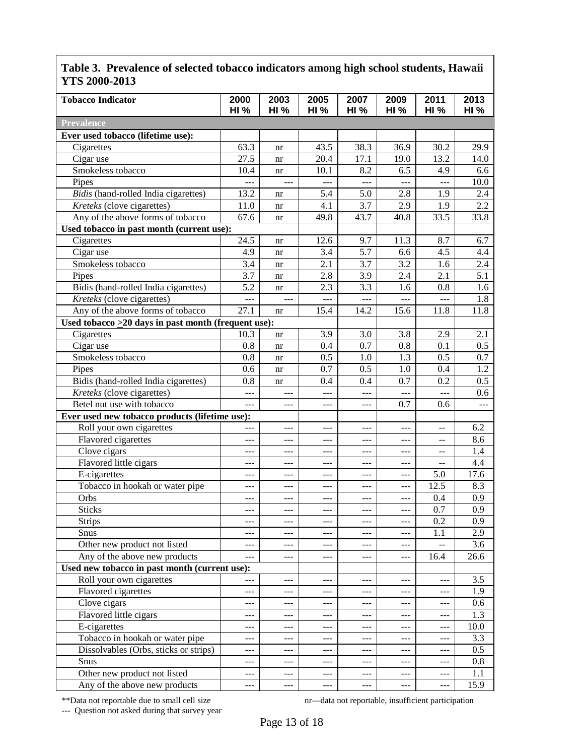## Table 3. Prevalence of selected tobacco indicators among high school students, Hawaii YTS 2000-2013

| Tobacco Indicator | 2000 HI % | 2003 HI % | 2005 HI % | 2007 HI % | 2009 HI % | 2011 HI % | 2013 HI % |
|---|---|---|---|---|---|---|---|
| **Prevalence** | | | | | | | |
| **Ever used tobacco (lifetime use):** | | | | | | | |
| Cigarettes | 63.3 | nr | 43.5 | 38.3 | 36.9 | 30.2 | 29.9 |
| Cigar use | 27.5 | nr | 20.4 | 17.1 | 19.0 | 13.2 | 14.0 |
| Smokeless tobacco | 10.4 | nr | 10.1 | 8.2 | 6.5 | 4.9 | 6.6 |
| Pipes | --- | --- | --- | --- | --- | --- | 10.0 |
| *Bidis* (hand-rolled India cigarettes) | 13.2 | nr | 5.4 | 5.0 | 2.8 | 1.9 | 2.4 |
| *Kreteks* (clove cigarettes) | 11.0 | nr | 4.1 | 3.7 | 2.9 | 1.9 | 2.2 |
| Any of the above forms of tobacco | 67.6 | nr | 49.8 | 43.7 | 40.8 | 33.5 | 33.8 |
| **Used tobacco in past month (current use):** | | | | | | | |
| Cigarettes | 24.5 | nr | 12.6 | 9.7 | 11.3 | 8.7 | 6.7 |
| Cigar use | 4.9 | nr | 3.4 | 5.7 | 6.6 | 4.5 | 4.4 |
| Smokeless tobacco | 3.4 | nr | 2.1 | 3.7 | 3.2 | 1.6 | 2.4 |
| Pipes | 3.7 | nr | 2.8 | 3.9 | 2.4 | 2.1 | 5.1 |
| Bidis (hand-rolled India cigarettes) | 5.2 | nr | 2.3 | 3.3 | 1.6 | 0.8 | 1.6 |
| *Kreteks* (clove cigarettes) | --- | --- | --- | --- | --- | --- | 1.8 |
| Any of the above forms of tobacco | 27.1 | nr | 15.4 | 14.2 | 15.6 | 11.8 | 11.8 |
| **Used tobacco ≥20 days in past month (frequent use):** | | | | | | | |
| Cigarettes | 10.3 | nr | 3.9 | 3.0 | 3.8 | 2.9 | 2.1 |
| Cigar use | 0.8 | nr | 0.4 | 0.7 | 0.8 | 0.1 | 0.5 |
| Smokeless tobacco | 0.8 | nr | 0.5 | 1.0 | 1.3 | 0.5 | 0.7 |
| Pipes | 0.6 | nr | 0.7 | 0.5 | 1.0 | 0.4 | 1.2 |
| Bidis (hand-rolled India cigarettes) | 0.8 | nr | 0.4 | 0.4 | 0.7 | 0.2 | 0.5 |
| *Kreteks* (clove cigarettes) | --- | --- | --- | --- | --- | --- | 0.6 |
| Betel nut use with tobacco | --- | --- | --- | --- | 0.7 | 0.6 | --- |
| **Ever used new tobacco products (lifetime use):** | | | | | | | |
| Roll your own cigarettes | --- | --- | --- | --- | --- | -- | 6.2 |
| Flavored cigarettes | --- | --- | --- | --- | --- | -- | 8.6 |
| Clove cigars | --- | --- | --- | --- | --- | -- | 1.4 |
| Flavored little cigars | --- | --- | --- | --- | --- | -- | 4.4 |
| E-cigarettes | --- | --- | --- | --- | --- | 5.0 | 17.6 |
| Tobacco in hookah or water pipe | --- | --- | --- | --- | --- | 12.5 | 8.3 |
| Orbs | --- | --- | --- | --- | --- | 0.4 | 0.9 |
| Sticks | --- | --- | --- | --- | --- | 0.7 | 0.9 |
| Strips | --- | --- | --- | --- | --- | 0.2 | 0.9 |
| Snus | --- | --- | --- | --- | --- | 1.1 | 2.9 |
| Other new product not listed | --- | --- | --- | --- | --- | -- | 3.6 |
| Any of the above new products | --- | --- | --- | --- | --- | 16.4 | 26.6 |
| **Used new tobacco in past month (current use):** | | | | | | | |
| Roll your own cigarettes | --- | --- | --- | --- | --- | --- | 3.5 |
| Flavored cigarettes | --- | --- | --- | --- | --- | --- | 1.9 |
| Clove cigars | --- | --- | --- | --- | --- | --- | 0.6 |
| Flavored little cigars | --- | --- | --- | --- | --- | --- | 1.3 |
| E-cigarettes | --- | --- | --- | --- | --- | --- | 10.0 |
| Tobacco in hookah or water pipe | --- | --- | --- | --- | --- | --- | 3.3 |
| Dissolvables (Orbs, sticks or strips) | --- | --- | --- | --- | --- | --- | 0.5 |
| Snus | --- | --- | --- | --- | --- | --- | 0.8 |
| Other new product not listed | --- | --- | --- | --- | --- | --- | 1.1 |
| Any of the above new products | --- | --- | --- | --- | --- | --- | 15.9 |

**Data not reportable due to small cell size

nr—data not reportable, insufficient participation

--- Question not asked during that survey year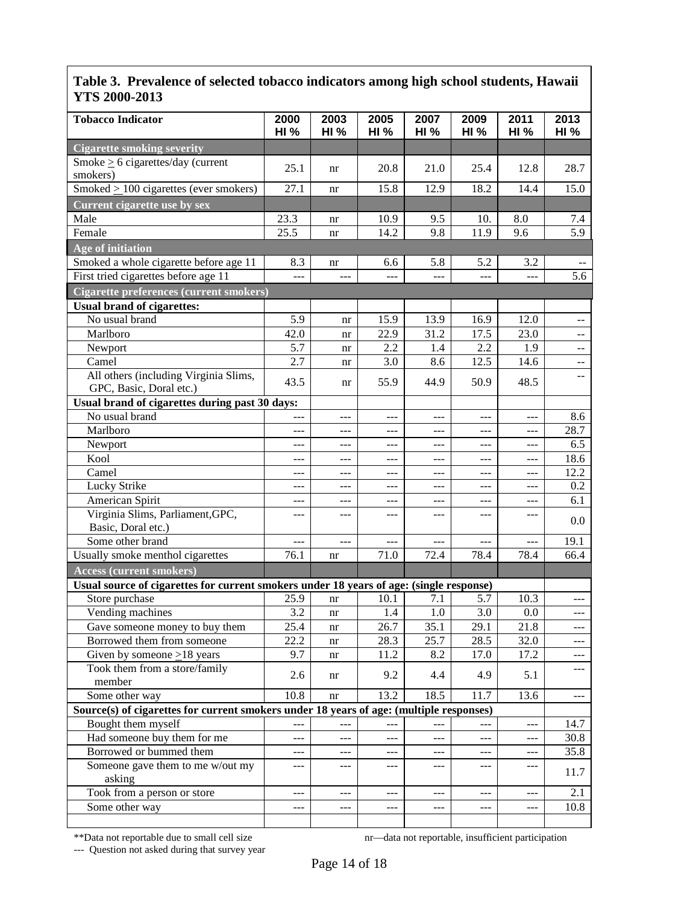**Table 3. Prevalence of selected tobacco indicators among high school students, Hawaii YTS 2000-2013**

| Tobacco Indicator | 2000 HI % | 2003 HI % | 2005 HI % | 2007 HI % | 2009 HI % | 2011 HI % | 2013 HI % |
|---|---|---|---|---|---|---|---|
| **Cigarette smoking severity** | | | | | | | |
| Smoke ≥ 6 cigarettes/day (current smokers) | 25.1 | nr | 20.8 | 21.0 | 25.4 | 12.8 | 28.7 |
| Smoked ≥ 100 cigarettes (ever smokers) | 27.1 | nr | 15.8 | 12.9 | 18.2 | 14.4 | 15.0 |
| **Current cigarette use by sex** | | | | | | | |
| Male | 23.3 | nr | 10.9 | 9.5 | 10. | 8.0 | 7.4 |
| Female | 25.5 | nr | 14.2 | 9.8 | 11.9 | 9.6 | 5.9 |
| **Age of initiation** | | | | | | | |
| Smoked a whole cigarette before age 11 | 8.3 | nr | 6.6 | 5.8 | 5.2 | 3.2 | -- |
| First tried cigarettes before age 11 | --- | --- | --- | --- | --- | --- | 5.6 |
| **Cigarette preferences (current smokers)** | | | | | | | |
| **Usual brand of cigarettes:** | | | | | | | |
| No usual brand | 5.9 | nr | 15.9 | 13.9 | 16.9 | 12.0 | -- |
| Marlboro | 42.0 | nr | 22.9 | 31.2 | 17.5 | 23.0 | -- |
| Newport | 5.7 | nr | 2.2 | 1.4 | 2.2 | 1.9 | -- |
| Camel | 2.7 | nr | 3.0 | 8.6 | 12.5 | 14.6 | -- |
| All others (including Virginia Slims, GPC, Basic, Doral etc.) | 43.5 | nr | 55.9 | 44.9 | 50.9 | 48.5 | -- |
| **Usual brand of cigarettes during past 30 days:** | | | | | | | |
| No usual brand | --- | --- | --- | --- | --- | --- | 8.6 |
| Marlboro | --- | --- | --- | --- | --- | --- | 28.7 |
| Newport | --- | --- | --- | --- | --- | --- | 6.5 |
| Kool | --- | --- | --- | --- | --- | --- | 18.6 |
| Camel | --- | --- | --- | --- | --- | --- | 12.2 |
| Lucky Strike | --- | --- | --- | --- | --- | --- | 0.2 |
| American Spirit | --- | --- | --- | --- | --- | --- | 6.1 |
| Virginia Slims, Parliament, GPC, Basic, Doral etc.) | --- | --- | --- | --- | --- | --- | 0.0 |
| Some other brand | --- | --- | --- | --- | --- | --- | 19.1 |
| Usually smoke menthol cigarettes | 76.1 | nr | 71.0 | 72.4 | 78.4 | 78.4 | 66.4 |
| **Access (current smokers)** | | | | | | | |
| **Usual source of cigarettes for current smokers under 18 years of age: (single response)** | | | | | | | |
| Store purchase | 25.9 | nr | 10.1 | 7.1 | 5.7 | 10.3 | --- |
| Vending machines | 3.2 | nr | 1.4 | 1.0 | 3.0 | 0.0 | --- |
| Gave someone money to buy them | 25.4 | nr | 26.7 | 35.1 | 29.1 | 21.8 | --- |
| Borrowed them from someone | 22.2 | nr | 28.3 | 25.7 | 28.5 | 32.0 | --- |
| Given by someone ≥18 years | 9.7 | nr | 11.2 | 8.2 | 17.0 | 17.2 | --- |
| Took them from a store/family member | 2.6 | nr | 9.2 | 4.4 | 4.9 | 5.1 | --- |
| Some other way | 10.8 | nr | 13.2 | 18.5 | 11.7 | 13.6 | --- |
| **Source(s) of cigarettes for current smokers under 18 years of age: (multiple responses)** | | | | | | | |
| Bought them myself | --- | --- | --- | --- | --- | --- | 14.7 |
| Had someone buy them for me | --- | --- | --- | --- | --- | --- | 30.8 |
| Borrowed or bummed them | --- | --- | --- | --- | --- | --- | 35.8 |
| Someone gave them to me w/out my asking | --- | --- | --- | --- | --- | --- | 11.7 |
| Took from a person or store | --- | --- | --- | --- | --- | --- | 2.1 |
| Some other way | --- | --- | --- | --- | --- | --- | 10.8 |

**Data not reportable due to small cell size  
nr—data not reportable, insufficient participation  
--- Question not asked during that survey year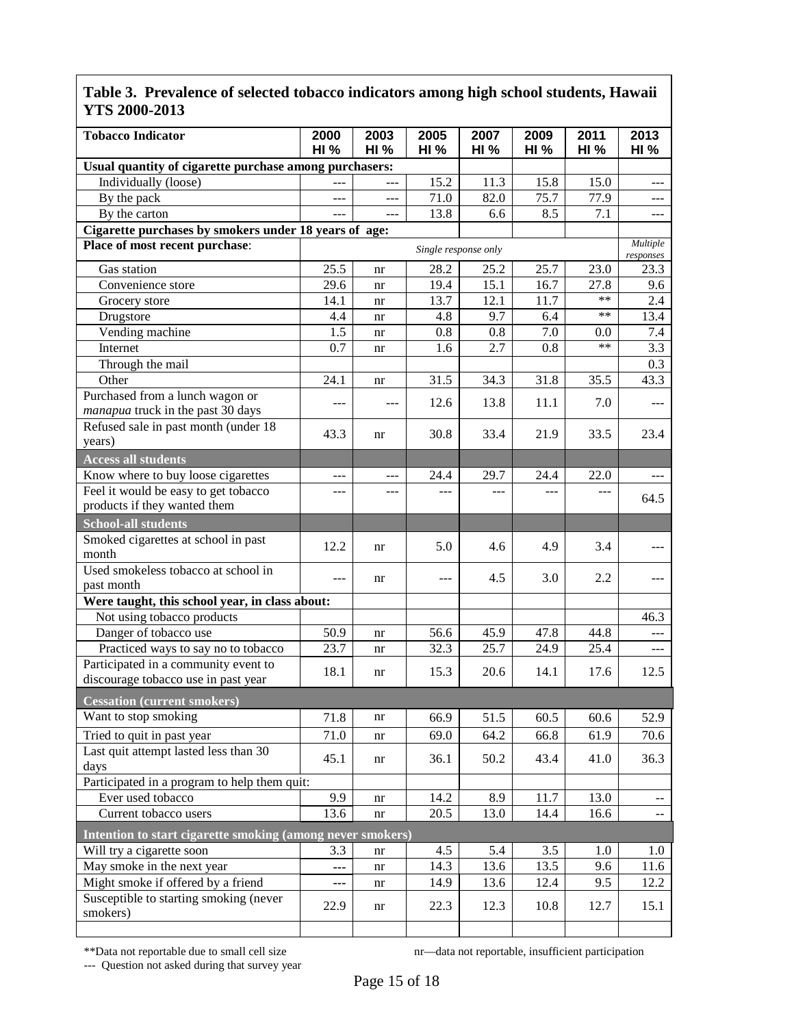## Table 3. Prevalence of selected tobacco indicators among high school students, Hawaii YTS 2000-2013

| Tobacco Indicator | 2000 HI % | 2003 HI % | 2005 HI % | 2007 HI % | 2009 HI % | 2011 HI % | 2013 HI % |
|---|---|---|---|---|---|---|---|
| **Usual quantity of cigarette purchase among purchasers:** | | | | | | | |
| Individually (loose) | --- | --- | 15.2 | 11.3 | 15.8 | 15.0 | --- |
| By the pack | --- | --- | 71.0 | 82.0 | 75.7 | 77.9 | --- |
| By the carton | --- | --- | 13.8 | 6.6 | 8.5 | 7.1 | --- |
| **Cigarette purchases by smokers under 18 years of age:** | | | | | | | |
| **Place of most recent purchase**: | *Single response only* | | | | | | *Multiple responses* |
| Gas station | 25.5 | nr | 28.2 | 25.2 | 25.7 | 23.0 | 23.3 |
| Convenience store | 29.6 | nr | 19.4 | 15.1 | 16.7 | 27.8 | 9.6 |
| Grocery store | 14.1 | nr | 13.7 | 12.1 | 11.7 | ** | 2.4 |
| Drugstore | 4.4 | nr | 4.8 | 9.7 | 6.4 | ** | 13.4 |
| Vending machine | 1.5 | nr | 0.8 | 0.8 | 7.0 | 0.0 | 7.4 |
| Internet | 0.7 | nr | 1.6 | 2.7 | 0.8 | ** | 3.3 |
| Through the mail | | | | | | | 0.3 |
| Other | 24.1 | nr | 31.5 | 34.3 | 31.8 | 35.5 | 43.3 |
| Purchased from a lunch wagon or *manapua* truck in the past 30 days | --- | --- | 12.6 | 13.8 | 11.1 | 7.0 | --- |
| Refused sale in past month (under 18 years) | 43.3 | nr | 30.8 | 33.4 | 21.9 | 33.5 | 23.4 |
| **Access all students** | | | | | | | |
| Know where to buy loose cigarettes | --- | --- | 24.4 | 29.7 | 24.4 | 22.0 | --- |
| Feel it would be easy to get tobacco products if they wanted them | --- | --- | --- | --- | --- | --- | 64.5 |
| **School-all students** | | | | | | | |
| Smoked cigarettes at school in past month | 12.2 | nr | 5.0 | 4.6 | 4.9 | 3.4 | --- |
| Used smokeless tobacco at school in past month | --- | nr | --- | 4.5 | 3.0 | 2.2 | --- |
| **Were taught, this school year, in class about:** | | | | | | | |
| Not using tobacco products | | | | | | | 46.3 |
| Danger of tobacco use | 50.9 | nr | 56.6 | 45.9 | 47.8 | 44.8 | --- |
| Practiced ways to say no to tobacco | 23.7 | nr | 32.3 | 25.7 | 24.9 | 25.4 | --- |
| Participated in a community event to discourage tobacco use in past year | 18.1 | nr | 15.3 | 20.6 | 14.1 | 17.6 | 12.5 |
| **Cessation (current smokers)** | | | | | | | |
| Want to stop smoking | 71.8 | nr | 66.9 | 51.5 | 60.5 | 60.6 | 52.9 |
| Tried to quit in past year | 71.0 | nr | 69.0 | 64.2 | 66.8 | 61.9 | 70.6 |
| Last quit attempt lasted less than 30 days | 45.1 | nr | 36.1 | 50.2 | 43.4 | 41.0 | 36.3 |
| Participated in a program to help them quit: | | | | | | | |
| Ever used tobacco | 9.9 | nr | 14.2 | 8.9 | 11.7 | 13.0 | -- |
| Current tobacco users | 13.6 | nr | 20.5 | 13.0 | 14.4 | 16.6 | -- |
| **Intention to start cigarette smoking (among never smokers)** | | | | | | | |
| Will try a cigarette soon | 3.3 | nr | 4.5 | 5.4 | 3.5 | 1.0 | 1.0 |
| May smoke in the next year | --- | nr | 14.3 | 13.6 | 13.5 | 9.6 | 11.6 |
| Might smoke if offered by a friend | --- | nr | 14.9 | 13.6 | 12.4 | 9.5 | 12.2 |
| Susceptible to starting smoking (never smokers) | 22.9 | nr | 22.3 | 12.3 | 10.8 | 12.7 | 15.1 |

**Data not reportable due to small cell size

nr—data not reportable, insufficient participation

--- Question not asked during that survey year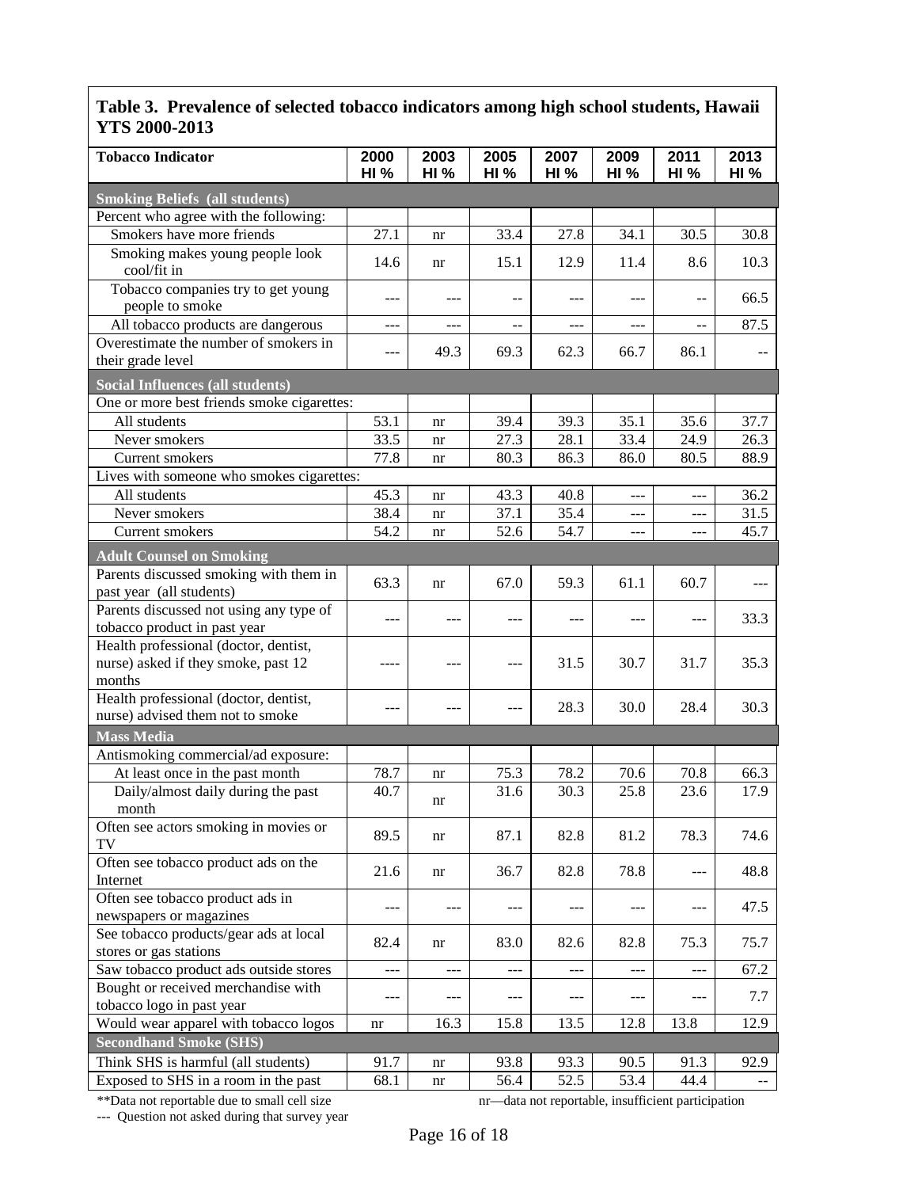**Table 3. Prevalence of selected tobacco indicators among high school students, Hawaii YTS 2000-2013**

| Tobacco Indicator | 2000 HI % | 2003 HI % | 2005 HI % | 2007 HI % | 2009 HI % | 2011 HI % | 2013 HI % |
|---|---|---|---|---|---|---|---|
| **Smoking Beliefs (all students)** | | | | | | | |
| Percent who agree with the following: | | | | | | | |
| Smokers have more friends | 27.1 | nr | 33.4 | 27.8 | 34.1 | 30.5 | 30.8 |
| Smoking makes young people look cool/fit in | 14.6 | nr | 15.1 | 12.9 | 11.4 | 8.6 | 10.3 |
| Tobacco companies try to get young people to smoke | --- | --- | -- | --- | --- | -- | 66.5 |
| All tobacco products are dangerous | --- | --- | -- | --- | --- | -- | 87.5 |
| Overestimate the number of smokers in their grade level | --- | 49.3 | 69.3 | 62.3 | 66.7 | 86.1 | -- |
| **Social Influences (all students)** | | | | | | | |
| One or more best friends smoke cigarettes: | | | | | | | |
| All students | 53.1 | nr | 39.4 | 39.3 | 35.1 | 35.6 | 37.7 |
| Never smokers | 33.5 | nr | 27.3 | 28.1 | 33.4 | 24.9 | 26.3 |
| Current smokers | 77.8 | nr | 80.3 | 86.3 | 86.0 | 80.5 | 88.9 |
| Lives with someone who smokes cigarettes: | | | | | | | |
| All students | 45.3 | nr | 43.3 | 40.8 | --- | --- | 36.2 |
| Never smokers | 38.4 | nr | 37.1 | 35.4 | --- | --- | 31.5 |
| Current smokers | 54.2 | nr | 52.6 | 54.7 | --- | --- | 45.7 |
| **Adult Counsel on Smoking** | | | | | | | |
| Parents discussed smoking with them in past year (all students) | 63.3 | nr | 67.0 | 59.3 | 61.1 | 60.7 | --- |
| Parents discussed not using any type of tobacco product in past year | --- | --- | --- | --- | --- | --- | 33.3 |
| Health professional (doctor, dentist, nurse) asked if they smoke, past 12 months | ---- | --- | --- | 31.5 | 30.7 | 31.7 | 35.3 |
| Health professional (doctor, dentist, nurse) advised them not to smoke | --- | --- | --- | 28.3 | 30.0 | 28.4 | 30.3 |
| **Mass Media** | | | | | | | |
| Antismoking commercial/ad exposure: | | | | | | | |
| At least once in the past month | 78.7 | nr | 75.3 | 78.2 | 70.6 | 70.8 | 66.3 |
| Daily/almost daily during the past month | 40.7 | nr | 31.6 | 30.3 | 25.8 | 23.6 | 17.9 |
| Often see actors smoking in movies or TV | 89.5 | nr | 87.1 | 82.8 | 81.2 | 78.3 | 74.6 |
| Often see tobacco product ads on the Internet | 21.6 | nr | 36.7 | 82.8 | 78.8 | --- | 48.8 |
| Often see tobacco product ads in newspapers or magazines | --- | --- | --- | --- | --- | --- | 47.5 |
| See tobacco products/gear ads at local stores or gas stations | 82.4 | nr | 83.0 | 82.6 | 82.8 | 75.3 | 75.7 |
| Saw tobacco product ads outside stores | --- | --- | --- | --- | --- | --- | 67.2 |
| Bought or received merchandise with tobacco logo in past year | --- | --- | --- | --- | --- | --- | 7.7 |
| Would wear apparel with tobacco logos | nr | 16.3 | 15.8 | 13.5 | 12.8 | 13.8 | 12.9 |
| **Secondhand Smoke (SHS)** | | | | | | | |
| Think SHS is harmful (all students) | 91.7 | nr | 93.8 | 93.3 | 90.5 | 91.3 | 92.9 |
| Exposed to SHS in a room in the past | 68.1 | nr | 56.4 | 52.5 | 53.4 | 44.4 | -- |

**Data not reportable due to small cell size

nr—data not reportable, insufficient participation

--- Question not asked during that survey year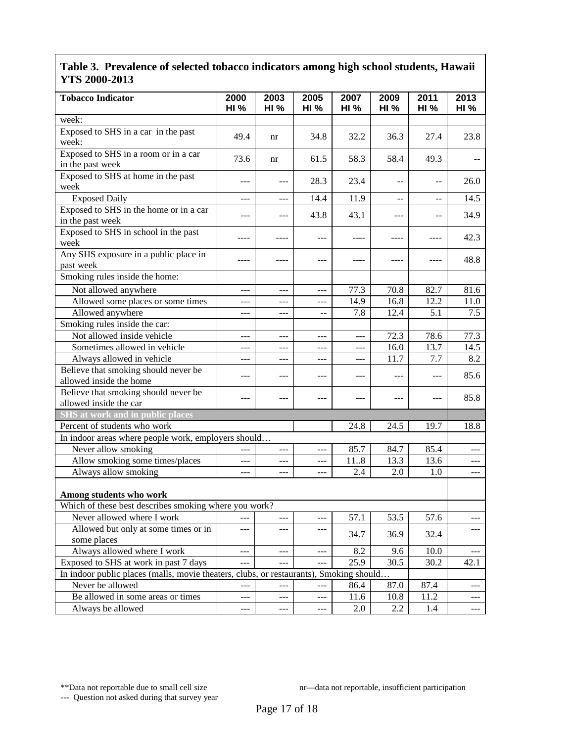## Table 3. Prevalence of selected tobacco indicators among high school students, Hawaii YTS 2000-2013

| Tobacco Indicator | 2000 HI % | 2003 HI % | 2005 HI % | 2007 HI % | 2009 HI % | 2011 HI % | 2013 HI % |
|---|---|---|---|---|---|---|---|
| week: | | | | | | | |
| Exposed to SHS in a car in the past week: | 49.4 | nr | 34.8 | 32.2 | 36.3 | 27.4 | 23.8 |
| Exposed to SHS in a room or in a car in the past week | 73.6 | nr | 61.5 | 58.3 | 58.4 | 49.3 | -- |
| Exposed to SHS at home in the past week | --- | --- | 28.3 | 23.4 | -- | -- | 26.0 |
| Exposed Daily | --- | --- | 14.4 | 11.9 | -- | -- | 14.5 |
| Exposed to SHS in the home or in a car in the past week | --- | --- | 43.8 | 43.1 | --- | -- | 34.9 |
| Exposed to SHS in school in the past week | ---- | ---- | --- | ---- | ---- | ---- | 42.3 |
| Any SHS exposure in a public place in past week | ---- | ---- | --- | ---- | ---- | ---- | 48.8 |
| Smoking rules inside the home: | | | | | | | |
| Not allowed anywhere | --- | --- | --- | 77.3 | 70.8 | 82.7 | 81.6 |
| Allowed some places or some times | --- | --- | --- | 14.9 | 16.8 | 12.2 | 11.0 |
| Allowed anywhere | --- | --- | -- | 7.8 | 12.4 | 5.1 | 7.5 |
| Smoking rules inside the car: | | | | | | | |
| Not allowed inside vehicle | --- | --- | --- | --- | 72.3 | 78.6 | 77.3 |
| Sometimes allowed in vehicle | --- | --- | --- | --- | 16.0 | 13.7 | 14.5 |
| Always allowed in vehicle | --- | --- | --- | --- | 11.7 | 7.7 | 8.2 |
| Believe that smoking should never be allowed inside the home | --- | --- | --- | --- | --- | --- | 85.6 |
| Believe that smoking should never be allowed inside the car | --- | --- | --- | --- | --- | --- | 85.8 |
| **SHS at work and in public places** | | | | | | | |
| Percent of students who work | | | | 24.8 | 24.5 | 19.7 | 18.8 |
| In indoor areas where people work, employers should… | | | | | | | |
| Never allow smoking | --- | --- | --- | 85.7 | 84.7 | 85.4 | --- |
| Allow smoking some times/places | --- | --- | --- | 11..8 | 13.3 | 13.6 | --- |
| Always allow smoking | --- | --- | --- | 2.4 | 2.0 | 1.0 | --- |
| **Among students who work** | | | | | | | |
| Which of these best describes smoking where you work? | | | | | | | |
| Never allowed where I work | --- | --- | --- | 57.1 | 53.5 | 57.6 | --- |
| Allowed but only at some times or in some places | --- | --- | --- | 34.7 | 36.9 | 32.4 | --- |
| Always allowed where I work | --- | --- | --- | 8.2 | 9.6 | 10.0 | --- |
| Exposed to SHS at work in past 7 days | --- | --- | --- | 25.9 | 30.5 | 30.2 | 42.1 |
| In indoor public places (malls, movie theaters, clubs, or restaurants), Smoking should… | | | | | | | |
| Never be allowed | --- | --- | --- | 86.4 | 87.0 | 87.4 | --- |
| Be allowed in some areas or times | --- | --- | --- | 11.6 | 10.8 | 11.2 | --- |
| Always be allowed | --- | --- | --- | 2.0 | 2.2 | 1.4 | --- |

**Data not reportable due to small cell size

nr—data not reportable, insufficient participation

--- Question not asked during that survey year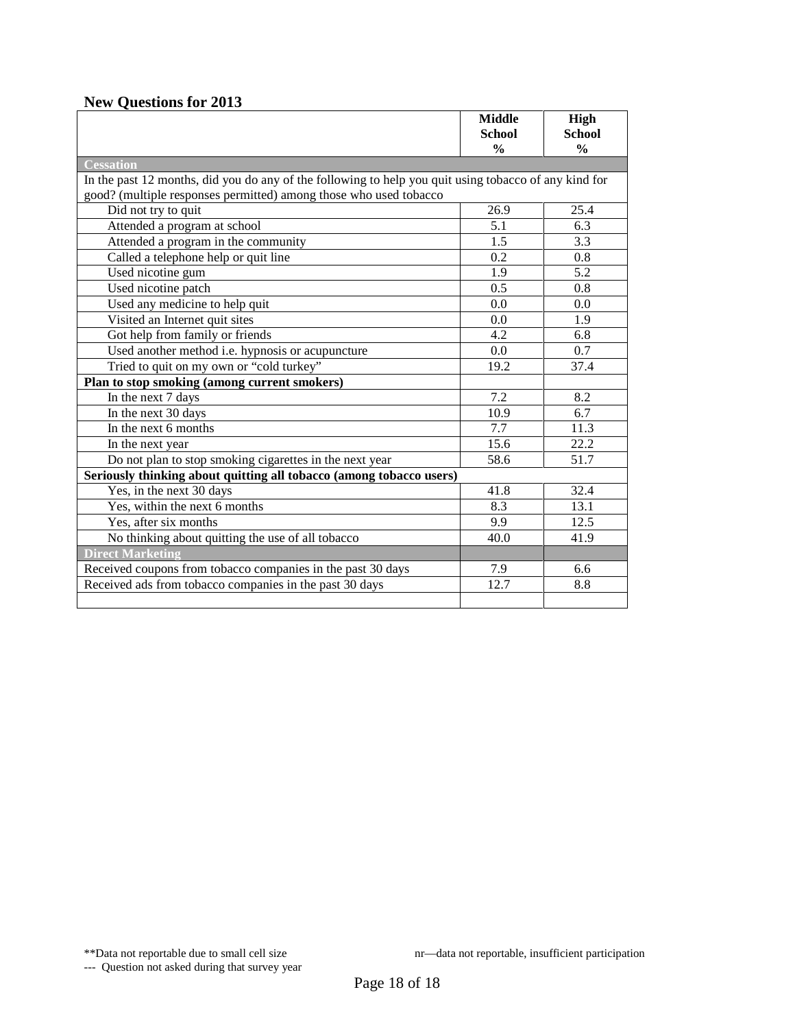## New Questions for 2013

| | Middle School % | High School % |
|---|---|---|
| **Cessation** | | |
| In the past 12 months, did you do any of the following to help you quit using tobacco of any kind for good? (multiple responses permitted) among those who used tobacco | | |
| Did not try to quit | 26.9 | 25.4 |
| Attended a program at school | 5.1 | 6.3 |
| Attended a program in the community | 1.5 | 3.3 |
| Called a telephone help or quit line | 0.2 | 0.8 |
| Used nicotine gum | 1.9 | 5.2 |
| Used nicotine patch | 0.5 | 0.8 |
| Used any medicine to help quit | 0.0 | 0.0 |
| Visited an Internet quit sites | 0.0 | 1.9 |
| Got help from family or friends | 4.2 | 6.8 |
| Used another method i.e. hypnosis or acupuncture | 0.0 | 0.7 |
| Tried to quit on my own or "cold turkey" | 19.2 | 37.4 |
| **Plan to stop smoking (among current smokers)** | | |
| In the next 7 days | 7.2 | 8.2 |
| In the next 30 days | 10.9 | 6.7 |
| In the next 6 months | 7.7 | 11.3 |
| In the next year | 15.6 | 22.2 |
| Do not plan to stop smoking cigarettes in the next year | 58.6 | 51.7 |
| **Seriously thinking about quitting all tobacco (among tobacco users)** | | |
| Yes, in the next 30 days | 41.8 | 32.4 |
| Yes, within the next 6 months | 8.3 | 13.1 |
| Yes, after six months | 9.9 | 12.5 |
| No thinking about quitting the use of all tobacco | 40.0 | 41.9 |
| **Direct Marketing** | | |
| Received coupons from tobacco companies in the past 30 days | 7.9 | 6.6 |
| Received ads from tobacco companies in the past 30 days | 12.7 | 8.8 |
| | | |

**Data not reportable due to small cell size

nr—data not reportable, insufficient participation

--- Question not asked during that survey year